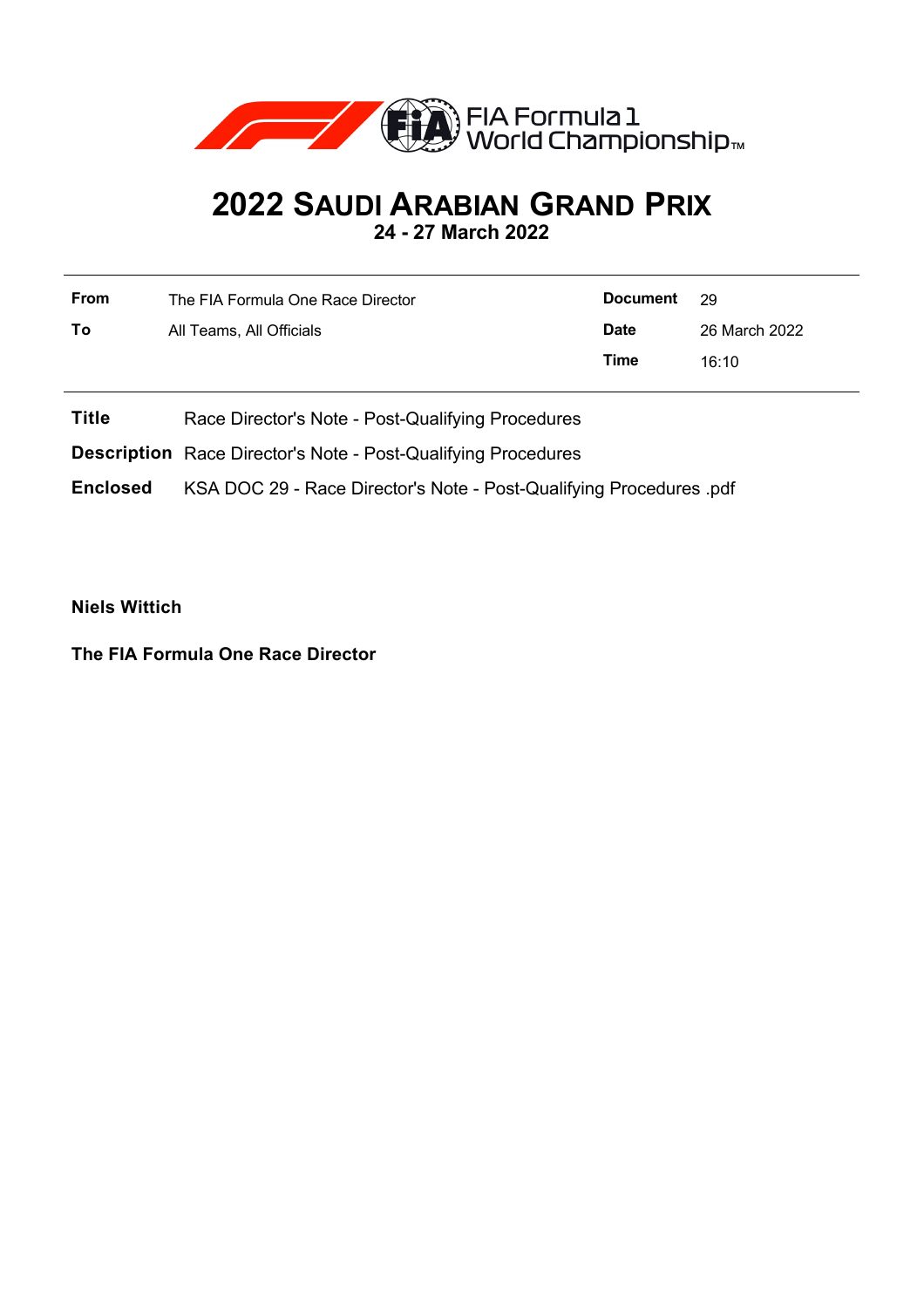# 2022 SAUDI ARABIAN GRAND PRIX

**24 - 27 March 2022**

| | | | |
|---|---|---|---|
| **From** | The FIA Formula One Race Director | **Document** | 29 |
| **To** | All Teams, All Officials | **Date** | 26 March 2022 |
| | | **Time** | 16:10 |

**Title** Race Director's Note - Post-Qualifying Procedures

**Description** Race Director's Note - Post-Qualifying Procedures

**Enclosed** KSA DOC 29 - Race Director's Note - Post-Qualifying Procedures .pdf

**Niels Wittich**

**The FIA Formula One Race Director**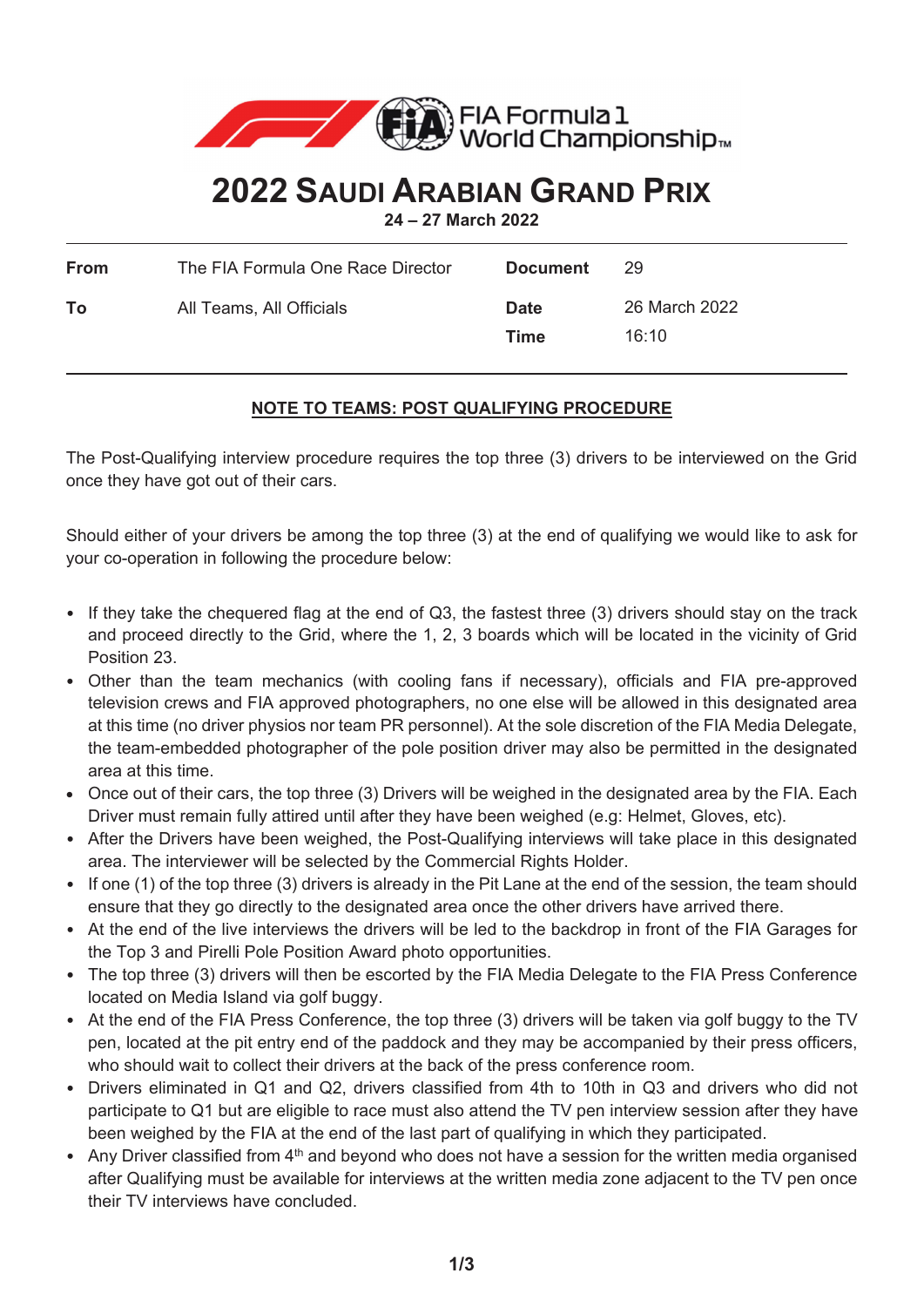# 2022 SAUDI ARABIAN GRAND PRIX

**24 – 27 March 2022**

| | | | |
|---|---|---|---|
| **From** | The FIA Formula One Race Director | **Document** | 29 |
| **To** | All Teams, All Officials | **Date** | 26 March 2022 |
| | | **Time** | 16:10 |

## NOTE TO TEAMS: POST QUALIFYING PROCEDURE

The Post-Qualifying interview procedure requires the top three (3) drivers to be interviewed on the Grid once they have got out of their cars.

Should either of your drivers be among the top three (3) at the end of qualifying we would like to ask for your co-operation in following the procedure below:

- If they take the chequered flag at the end of Q3, the fastest three (3) drivers should stay on the track and proceed directly to the Grid, where the 1, 2, 3 boards which will be located in the vicinity of Grid Position 23.
- Other than the team mechanics (with cooling fans if necessary), officials and FIA pre-approved television crews and FIA approved photographers, no one else will be allowed in this designated area at this time (no driver physios nor team PR personnel). At the sole discretion of the FIA Media Delegate, the team-embedded photographer of the pole position driver may also be permitted in the designated area at this time.
- Once out of their cars, the top three (3) Drivers will be weighed in the designated area by the FIA. Each Driver must remain fully attired until after they have been weighed (e.g: Helmet, Gloves, etc).
- After the Drivers have been weighed, the Post-Qualifying interviews will take place in this designated area. The interviewer will be selected by the Commercial Rights Holder.
- If one (1) of the top three (3) drivers is already in the Pit Lane at the end of the session, the team should ensure that they go directly to the designated area once the other drivers have arrived there.
- At the end of the live interviews the drivers will be led to the backdrop in front of the FIA Garages for the Top 3 and Pirelli Pole Position Award photo opportunities.
- The top three (3) drivers will then be escorted by the FIA Media Delegate to the FIA Press Conference located on Media Island via golf buggy.
- At the end of the FIA Press Conference, the top three (3) drivers will be taken via golf buggy to the TV pen, located at the pit entry end of the paddock and they may be accompanied by their press officers, who should wait to collect their drivers at the back of the press conference room.
- Drivers eliminated in Q1 and Q2, drivers classified from 4th to 10th in Q3 and drivers who did not participate to Q1 but are eligible to race must also attend the TV pen interview session after they have been weighed by the FIA at the end of the last part of qualifying in which they participated.
- Any Driver classified from 4th and beyond who does not have a session for the written media organised after Qualifying must be available for interviews at the written media zone adjacent to the TV pen once their TV interviews have concluded.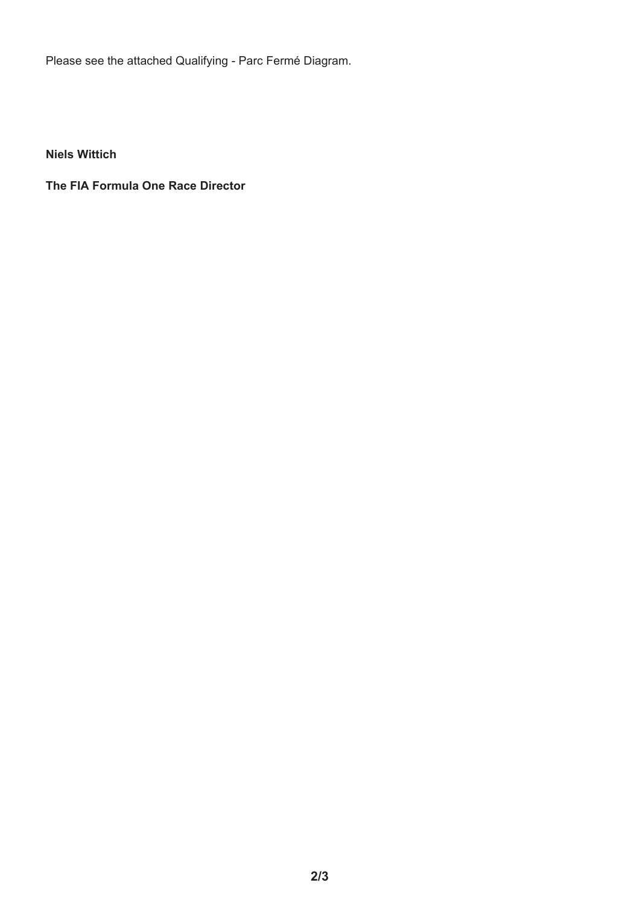Please see the attached Qualifying - Parc Fermé Diagram.

**Niels Wittich**

**The FIA Formula One Race Director**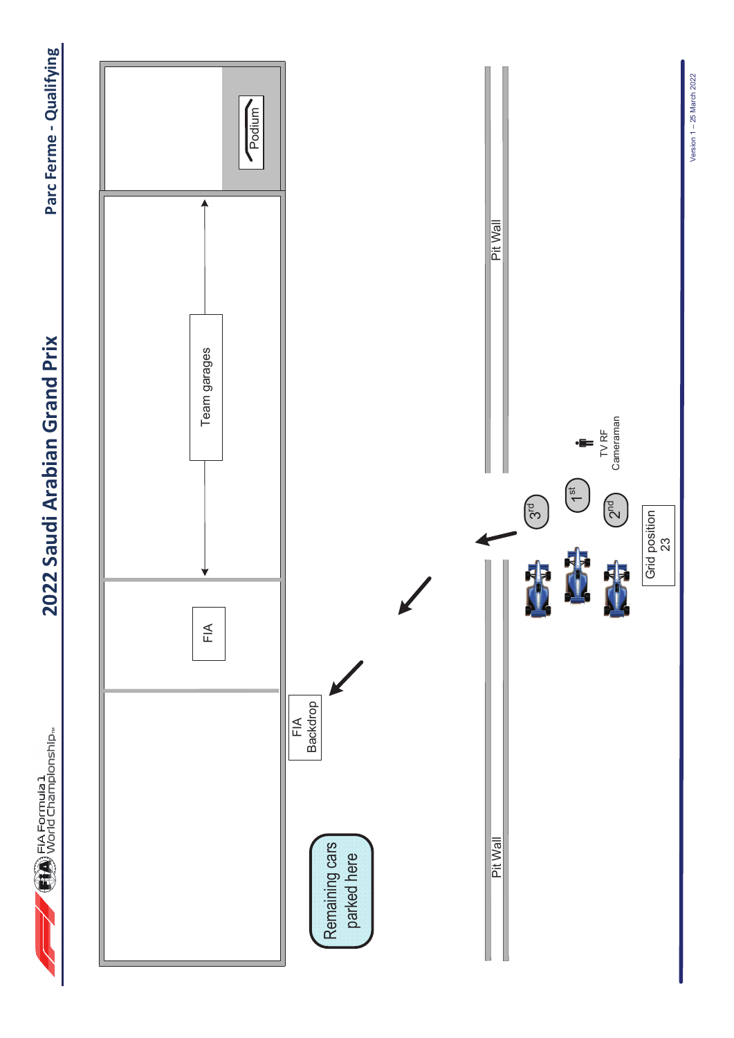# 2022 Saudi Arabian Grand Prix

## Parc Ferme - Qualifying

Podium

Team garages

FIA

FIA Backdrop

Remaining cars parked here

Pit Wall

Pit Wall

3rd

1st

2nd

TV RF Cameraman

Grid position 23

Version 1 – 25 March 2022